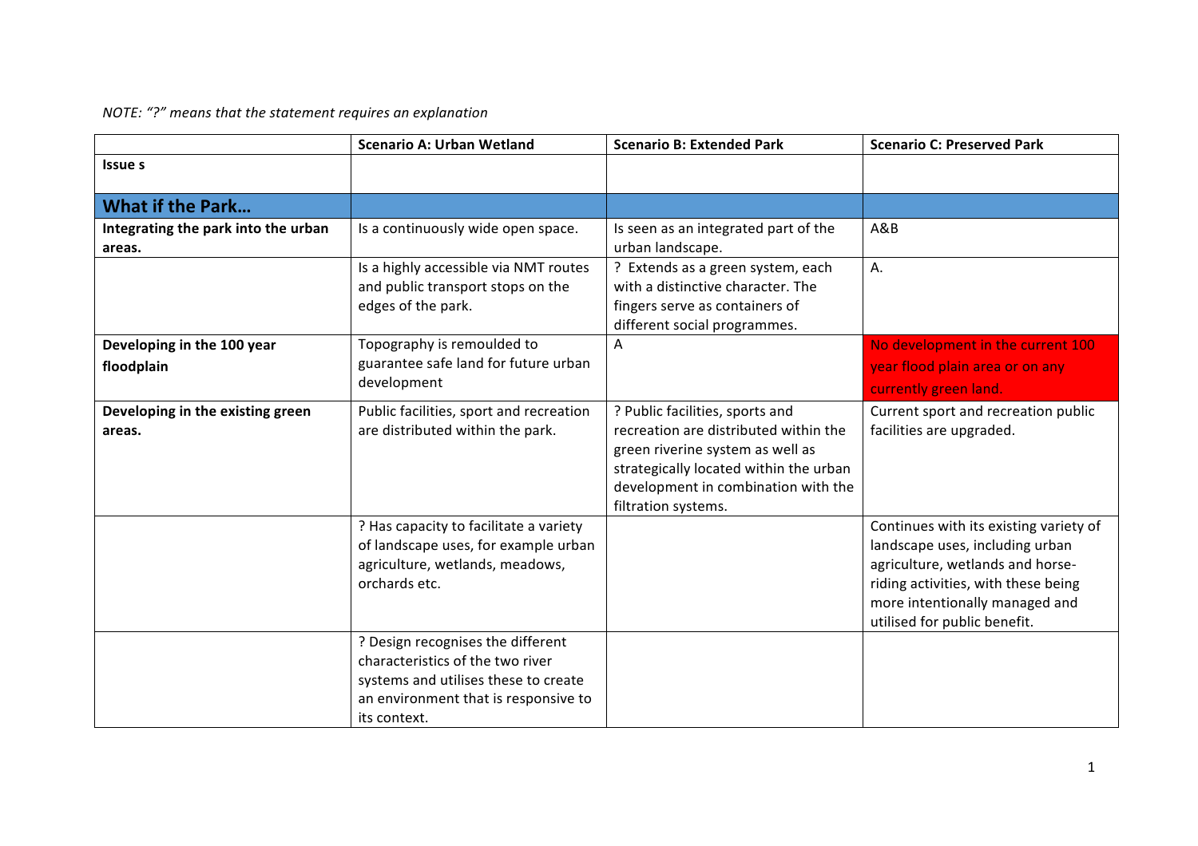*NOTE: "?" means that the statement requires an explanation*

| | Scenario A: Urban Wetland | Scenario B: Extended Park | Scenario C: Preserved Park |
|---|---|---|---|
| **Issue s** | | | |
| **What if the Park…** | | | |
| **Integrating the park into the urban areas.** | Is a continuously wide open space. | Is seen as an integrated part of the urban landscape. | A&B |
| | Is a highly accessible via NMT routes and public transport stops on the edges of the park. | ? Extends as a green system, each with a distinctive character. The fingers serve as containers of different social programmes. | A. |
| **Developing in the 100 year floodplain** | Topography is remoulded to guarantee safe land for future urban development | A | No development in the current 100 year flood plain area or on any currently green land. |
| **Developing in the existing green areas.** | Public facilities, sport and recreation are distributed within the park. | ? Public facilities, sports and recreation are distributed within the green riverine system as well as strategically located within the urban development in combination with the filtration systems. | Current sport and recreation public facilities are upgraded. |
| | ? Has capacity to facilitate a variety of landscape uses, for example urban agriculture, wetlands, meadows, orchards etc. | | Continues with its existing variety of landscape uses, including urban agriculture, wetlands and horse-riding activities, with these being more intentionally managed and utilised for public benefit. |
| | ? Design recognises the different characteristics of the two river systems and utilises these to create an environment that is responsive to its context. | | |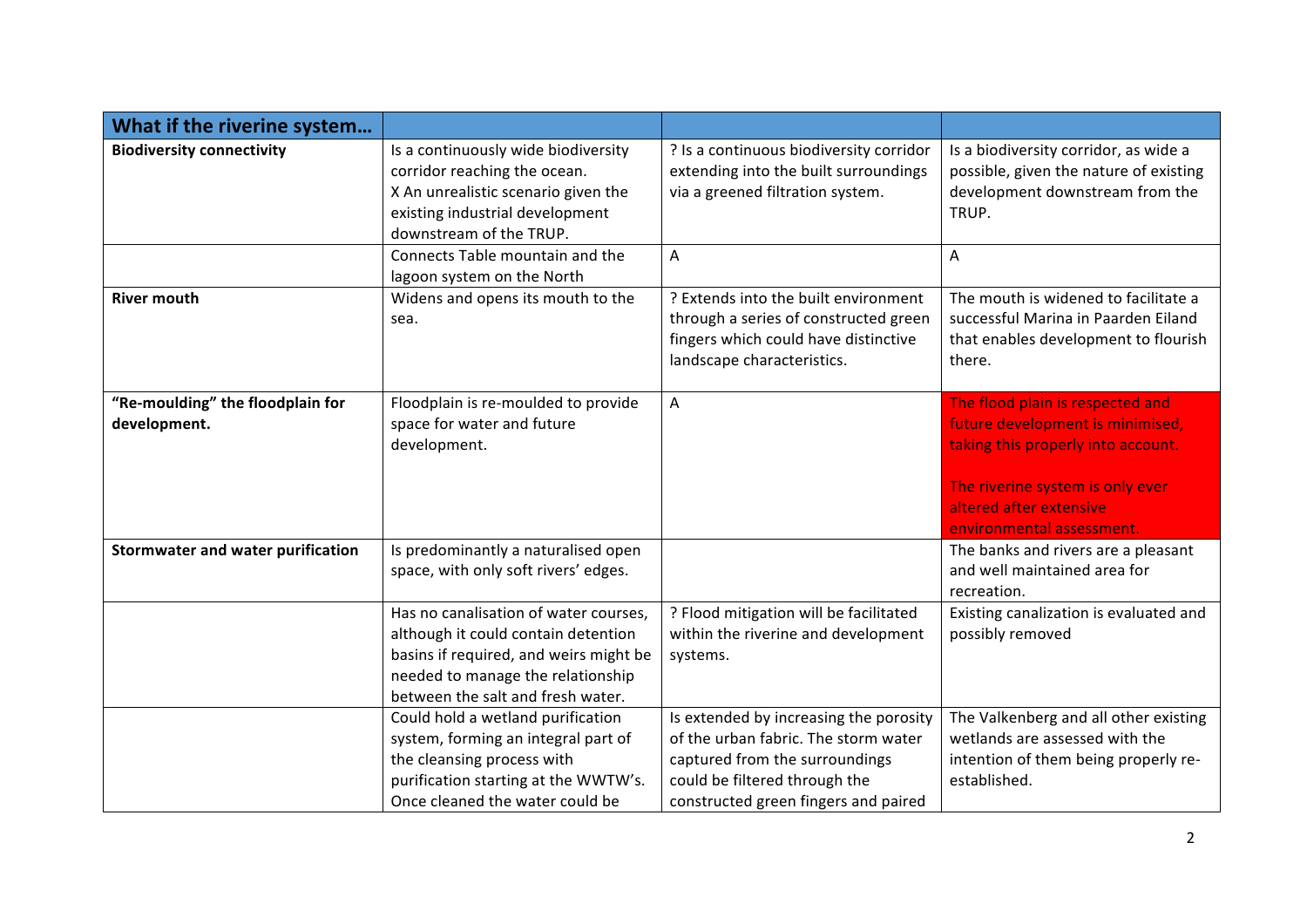| What if the riverine system… | | | |
|---|---|---|---|
| **Biodiversity connectivity** | Is a continuously wide biodiversity corridor reaching the ocean.<br>X An unrealistic scenario given the existing industrial development downstream of the TRUP. | ? Is a continuous biodiversity corridor extending into the built surroundings via a greened filtration system. | Is a biodiversity corridor, as wide a possible, given the nature of existing development downstream from the TRUP. |
| | Connects Table mountain and the lagoon system on the North | A | A |
| **River mouth** | Widens and opens its mouth to the sea. | ? Extends into the built environment through a series of constructed green fingers which could have distinctive landscape characteristics. | The mouth is widened to facilitate a successful Marina in Paarden Eiland that enables development to flourish there. |
| **"Re-moulding" the floodplain for development.** | Floodplain is re-moulded to provide space for water and future development. | A | The flood plain is respected and future development is minimised, taking this properly into account.<br><br>The riverine system is only ever altered after extensive environmental assessment. |
| **Stormwater and water purification** | Is predominantly a naturalised open space, with only soft rivers' edges. | | The banks and rivers are a pleasant and well maintained area for recreation. |
| | Has no canalisation of water courses, although it could contain detention basins if required, and weirs might be needed to manage the relationship between the salt and fresh water. | ? Flood mitigation will be facilitated within the riverine and development systems. | Existing canalization is evaluated and possibly removed |
| | Could hold a wetland purification system, forming an integral part of the cleansing process with purification starting at the WWTW's. Once cleaned the water could be | Is extended by increasing the porosity of the urban fabric. The storm water captured from the surroundings could be filtered through the constructed green fingers and paired | The Valkenberg and all other existing wetlands are assessed with the intention of them being properly re-established. |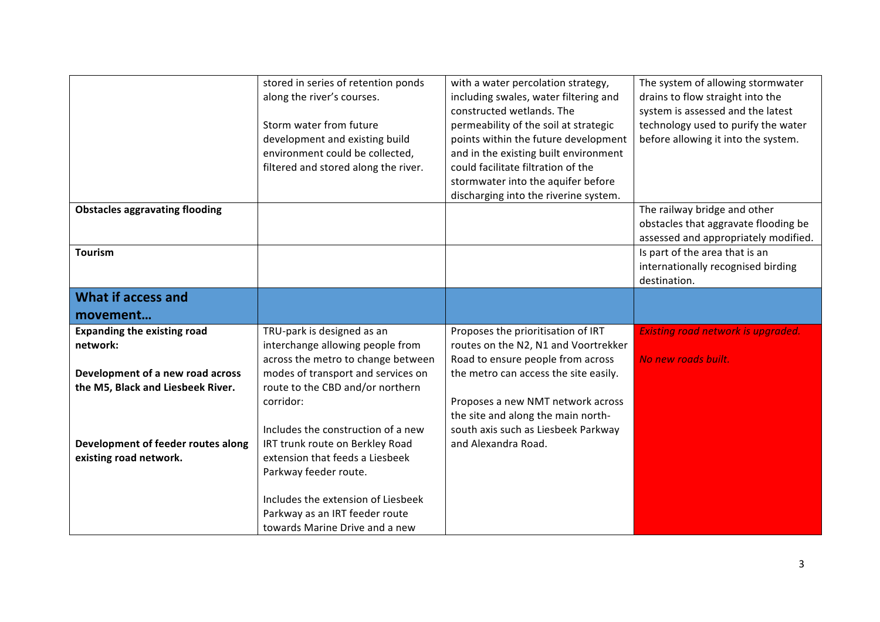| | | | |
|---|---|---|---|
| | stored in series of retention ponds along the river's courses.<br><br>Storm water from future development and existing build environment could be collected, filtered and stored along the river. | with a water percolation strategy, including swales, water filtering and constructed wetlands. The permeability of the soil at strategic points within the future development and in the existing built environment could facilitate filtration of the stormwater into the aquifer before discharging into the riverine system. | The system of allowing stormwater drains to flow straight into the system is assessed and the latest technology used to purify the water before allowing it into the system. |
| **Obstacles aggravating flooding** | | | The railway bridge and other obstacles that aggravate flooding be assessed and appropriately modified. |
| **Tourism** | | | Is part of the area that is an internationally recognised birding destination. |
| **What if access and movement…** | | | |
| **Expanding the existing road network:**<br><br>**Development of a new road across the M5, Black and Liesbeek River.**<br><br>**Development of feeder routes along existing road network.** | TRU-park is designed as an interchange allowing people from across the metro to change between modes of transport and services on route to the CBD and/or northern corridor:<br><br>Includes the construction of a new IRT trunk route on Berkley Road extension that feeds a Liesbeek Parkway feeder route.<br><br>Includes the extension of Liesbeek Parkway as an IRT feeder route towards Marine Drive and a new | Proposes the prioritisation of IRT routes on the N2, N1 and Voortrekker Road to ensure people from across the metro can access the site easily.<br><br>Proposes a new NMT network across the site and along the main north-south axis such as Liesbeek Parkway and Alexandra Road. | *Existing road network is upgraded.*<br><br>*No new roads built.* |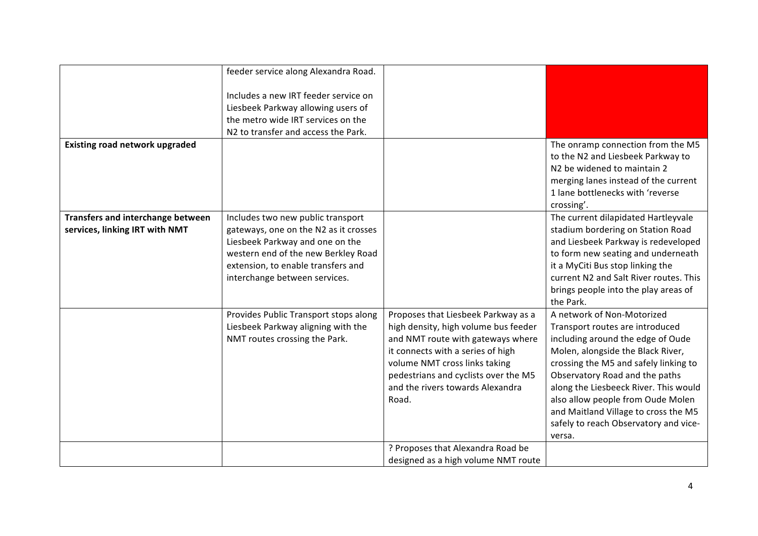| | | | |
|---|---|---|---|
| | feeder service along Alexandra Road.<br><br>Includes a new IRT feeder service on Liesbeek Parkway allowing users of the metro wide IRT services on the N2 to transfer and access the Park. | | |
| **Existing road network upgraded** | | | The onramp connection from the M5 to the N2 and Liesbeek Parkway to N2 be widened to maintain 2 merging lanes instead of the current 1 lane bottlenecks with 'reverse crossing'. |
| **Transfers and interchange between services, linking IRT with NMT** | Includes two new public transport gateways, one on the N2 as it crosses Liesbeek Parkway and one on the western end of the new Berkley Road extension, to enable transfers and interchange between services. | | The current dilapidated Hartleyvale stadium bordering on Station Road and Liesbeek Parkway is redeveloped to form new seating and underneath it a MyCiti Bus stop linking the current N2 and Salt River routes. This brings people into the play areas of the Park. |
| | Provides Public Transport stops along Liesbeek Parkway aligning with the NMT routes crossing the Park. | Proposes that Liesbeek Parkway as a high density, high volume bus feeder and NMT route with gateways where it connects with a series of high volume NMT cross links taking pedestrians and cyclists over the M5 and the rivers towards Alexandra Road. | A network of Non-Motorized Transport routes are introduced including around the edge of Oude Molen, alongside the Black River, crossing the M5 and safely linking to Observatory Road and the paths along the Liesbeeck River. This would also allow people from Oude Molen and Maitland Village to cross the M5 safely to reach Observatory and vice-versa. |
| | | ? Proposes that Alexandra Road be designed as a high volume NMT route | |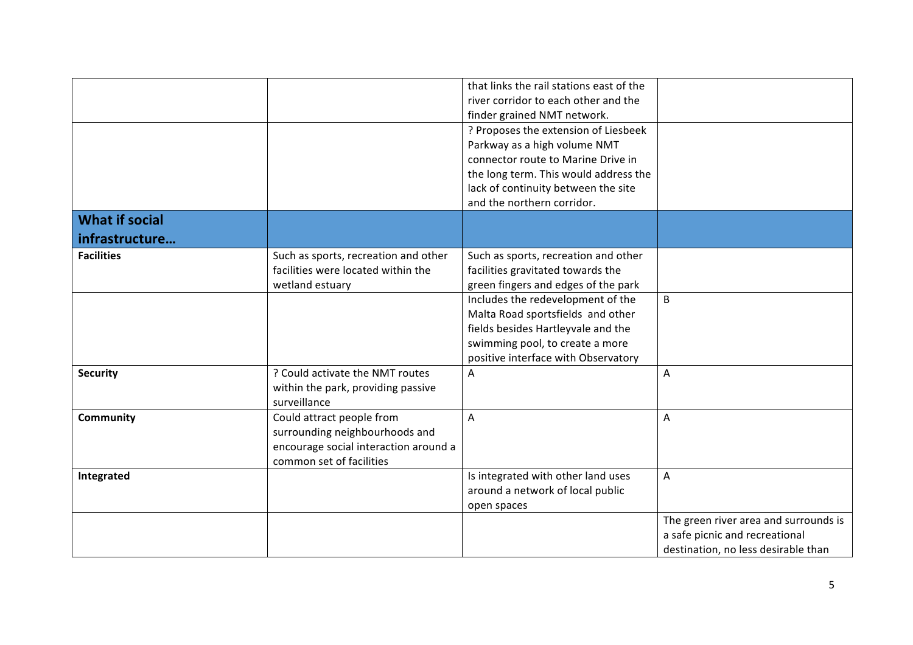| | | | |
|---|---|---|---|
| | | that links the rail stations east of the river corridor to each other and the finder grained NMT network. | |
| | | ? Proposes the extension of Liesbeek Parkway as a high volume NMT connector route to Marine Drive in the long term. This would address the lack of continuity between the site and the northern corridor. | |
| **What if social infrastructure…** | | | |
| **Facilities** | Such as sports, recreation and other facilities were located within the wetland estuary | Such as sports, recreation and other facilities gravitated towards the green fingers and edges of the park | |
| | | Includes the redevelopment of the Malta Road sportsfields and other fields besides Hartleyvale and the swimming pool, to create a more positive interface with Observatory | B |
| **Security** | ? Could activate the NMT routes within the park, providing passive surveillance | A | A |
| **Community** | Could attract people from surrounding neighbourhoods and encourage social interaction around a common set of facilities | A | A |
| **Integrated** | | Is integrated with other land uses around a network of local public open spaces | A |
| | | | The green river area and surrounds is a safe picnic and recreational destination, no less desirable than |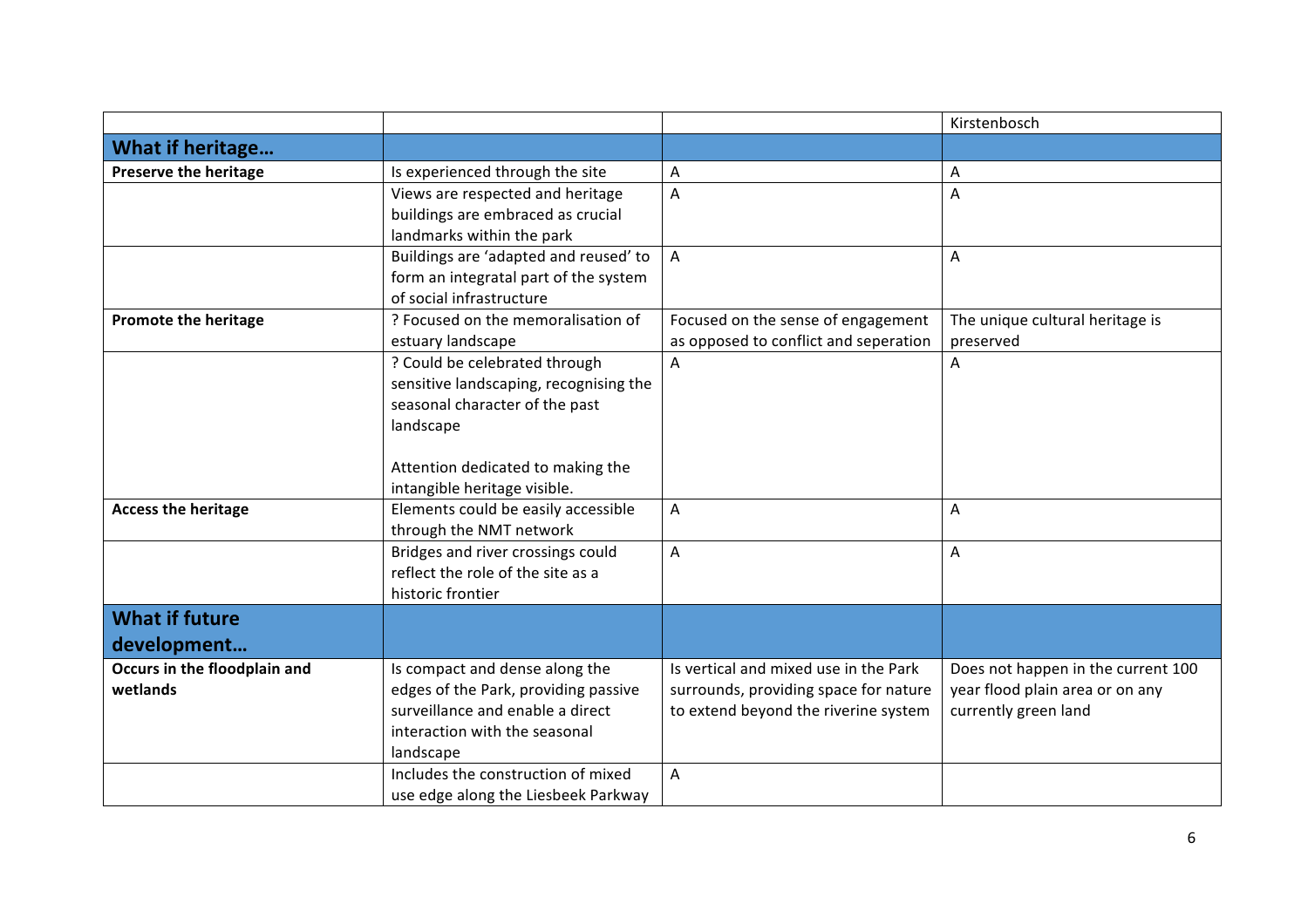| | | | Kirstenbosch |
|---|---|---|---|
| **What if heritage…** | | | |
| **Preserve the heritage** | Is experienced through the site | A | A |
| | Views are respected and heritage buildings are embraced as crucial landmarks within the park | A | A |
| | Buildings are 'adapted and reused' to form an integratal part of the system of social infrastructure | A | A |
| **Promote the heritage** | ? Focused on the memoralisation of estuary landscape | Focused on the sense of engagement as opposed to conflict and seperation | The unique cultural heritage is preserved |
| | ? Could be celebrated through sensitive landscaping, recognising the seasonal character of the past landscape<br><br>Attention dedicated to making the intangible heritage visible. | A | A |
| **Access the heritage** | Elements could be easily accessible through the NMT network | A | A |
| | Bridges and river crossings could reflect the role of the site as a historic frontier | A | A |
| **What if future development…** | | | |
| **Occurs in the floodplain and wetlands** | Is compact and dense along the edges of the Park, providing passive surveillance and enable a direct interaction with the seasonal landscape | Is vertical and mixed use in the Park surrounds, providing space for nature to extend beyond the riverine system | Does not happen in the current 100 year flood plain area or on any currently green land |
| | Includes the construction of mixed use edge along the Liesbeek Parkway | A | |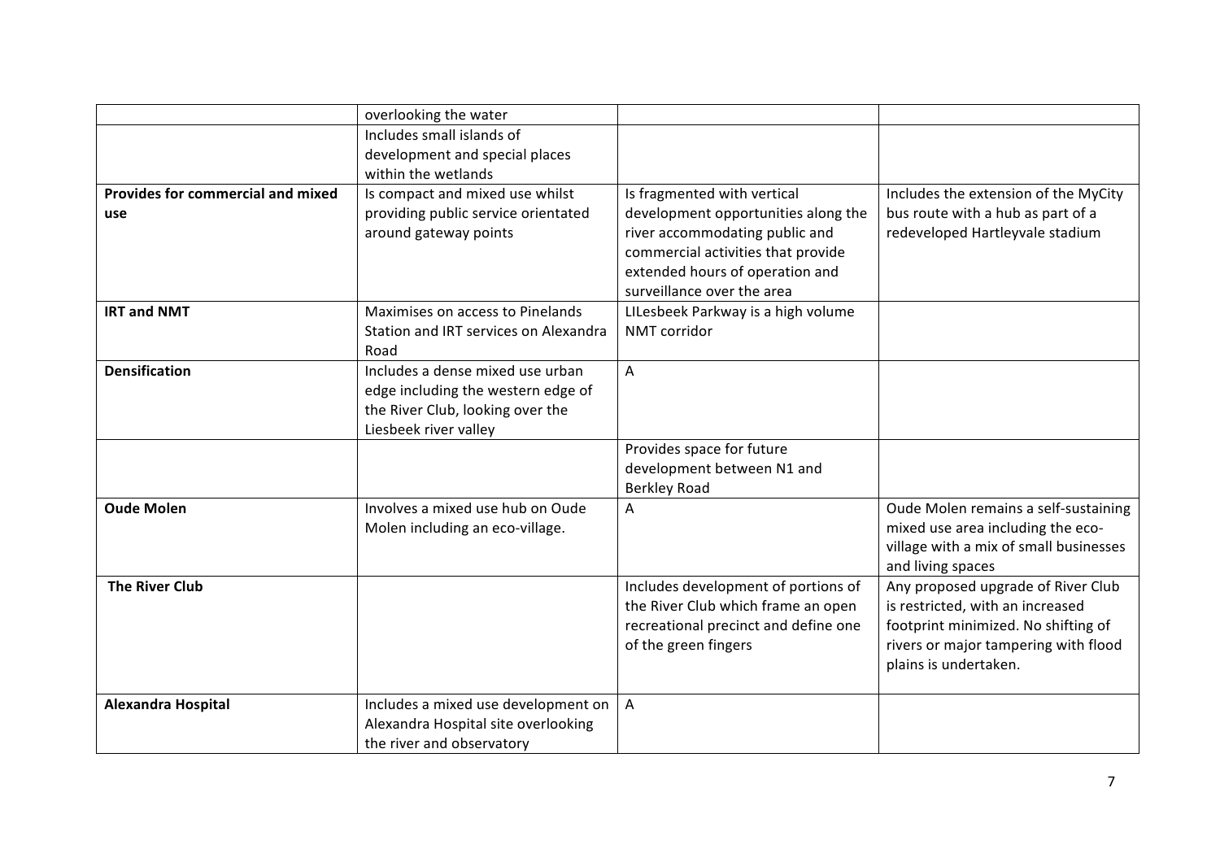| | | | |
|---|---|---|---|
| | overlooking the water | | |
| | Includes small islands of development and special places within the wetlands | | |
| **Provides for commercial and mixed use** | Is compact and mixed use whilst providing public service orientated around gateway points | Is fragmented with vertical development opportunities along the river accommodating public and commercial activities that provide extended hours of operation and surveillance over the area | Includes the extension of the MyCity bus route with a hub as part of a redeveloped Hartleyvale stadium |
| **IRT and NMT** | Maximises on access to Pinelands Station and IRT services on Alexandra Road | LILesbeek Parkway is a high volume NMT corridor | |
| **Densification** | Includes a dense mixed use urban edge including the western edge of the River Club, looking over the Liesbeek river valley | A | |
| | | Provides space for future development between N1 and Berkley Road | |
| **Oude Molen** | Involves a mixed use hub on Oude Molen including an eco-village. | A | Oude Molen remains a self-sustaining mixed use area including the eco-village with a mix of small businesses and living spaces |
| **The River Club** | | Includes development of portions of the River Club which frame an open recreational precinct and define one of the green fingers | Any proposed upgrade of River Club is restricted, with an increased footprint minimized. No shifting of rivers or major tampering with flood plains is undertaken. |
| **Alexandra Hospital** | Includes a mixed use development on Alexandra Hospital site overlooking the river and observatory | A | |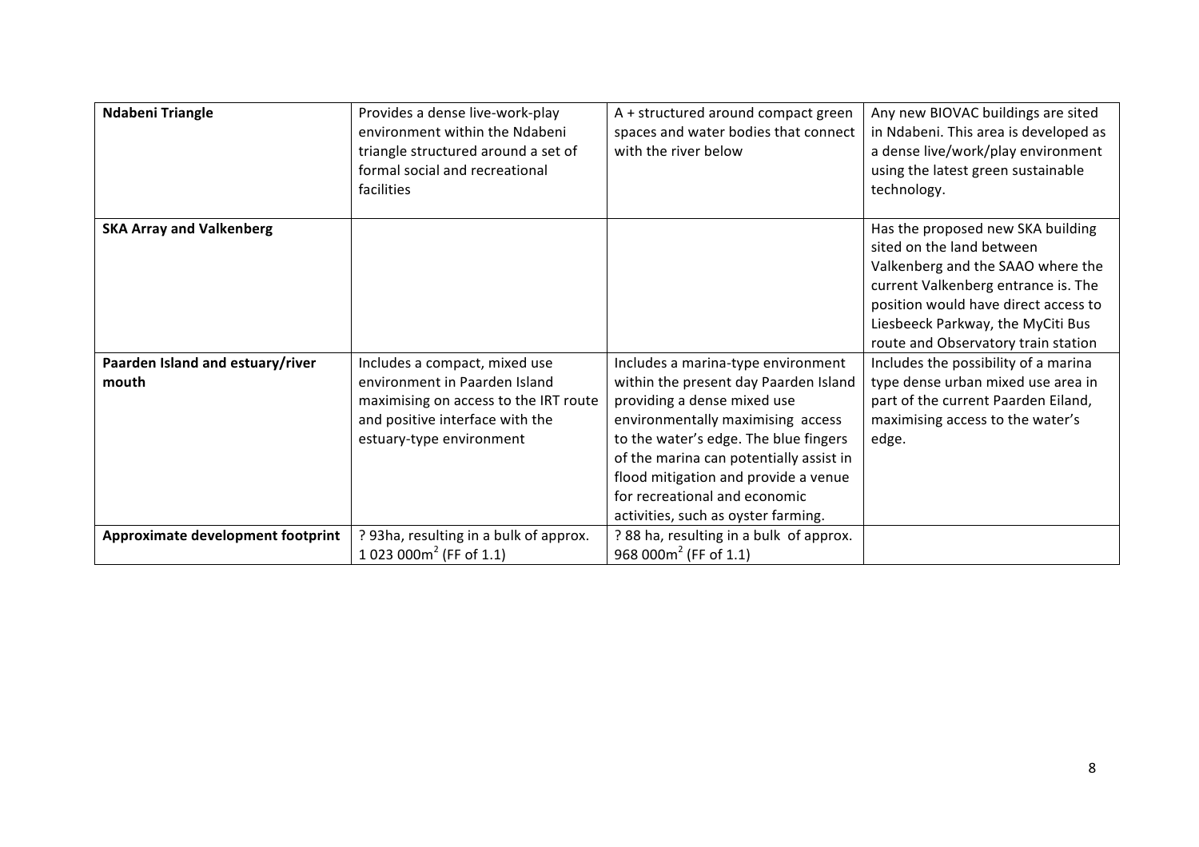| | | | |
|---|---|---|---|
| **Ndabeni Triangle** | Provides a dense live-work-play environment within the Ndabeni triangle structured around a set of formal social and recreational facilities | A + structured around compact green spaces and water bodies that connect with the river below | Any new BIOVAC buildings are sited in Ndabeni. This area is developed as a dense live/work/play environment using the latest green sustainable technology. |
| **SKA Array and Valkenberg** | | | Has the proposed new SKA building sited on the land between Valkenberg and the SAAO where the current Valkenberg entrance is. The position would have direct access to Liesbeeck Parkway, the MyCiti Bus route and Observatory train station |
| **Paarden Island and estuary/river mouth** | Includes a compact, mixed use environment in Paarden Island maximising on access to the IRT route and positive interface with the estuary-type environment | Includes a marina-type environment within the present day Paarden Island providing a dense mixed use environmentally maximising access to the water's edge. The blue fingers of the marina can potentially assist in flood mitigation and provide a venue for recreational and economic activities, such as oyster farming. | Includes the possibility of a marina type dense urban mixed use area in part of the current Paarden Eiland, maximising access to the water's edge. |
| **Approximate development footprint** | ? 93ha, resulting in a bulk of approx. 1 023 000m$^2$ (FF of 1.1) | ? 88 ha, resulting in a bulk of approx. 968 000m$^2$ (FF of 1.1) | |